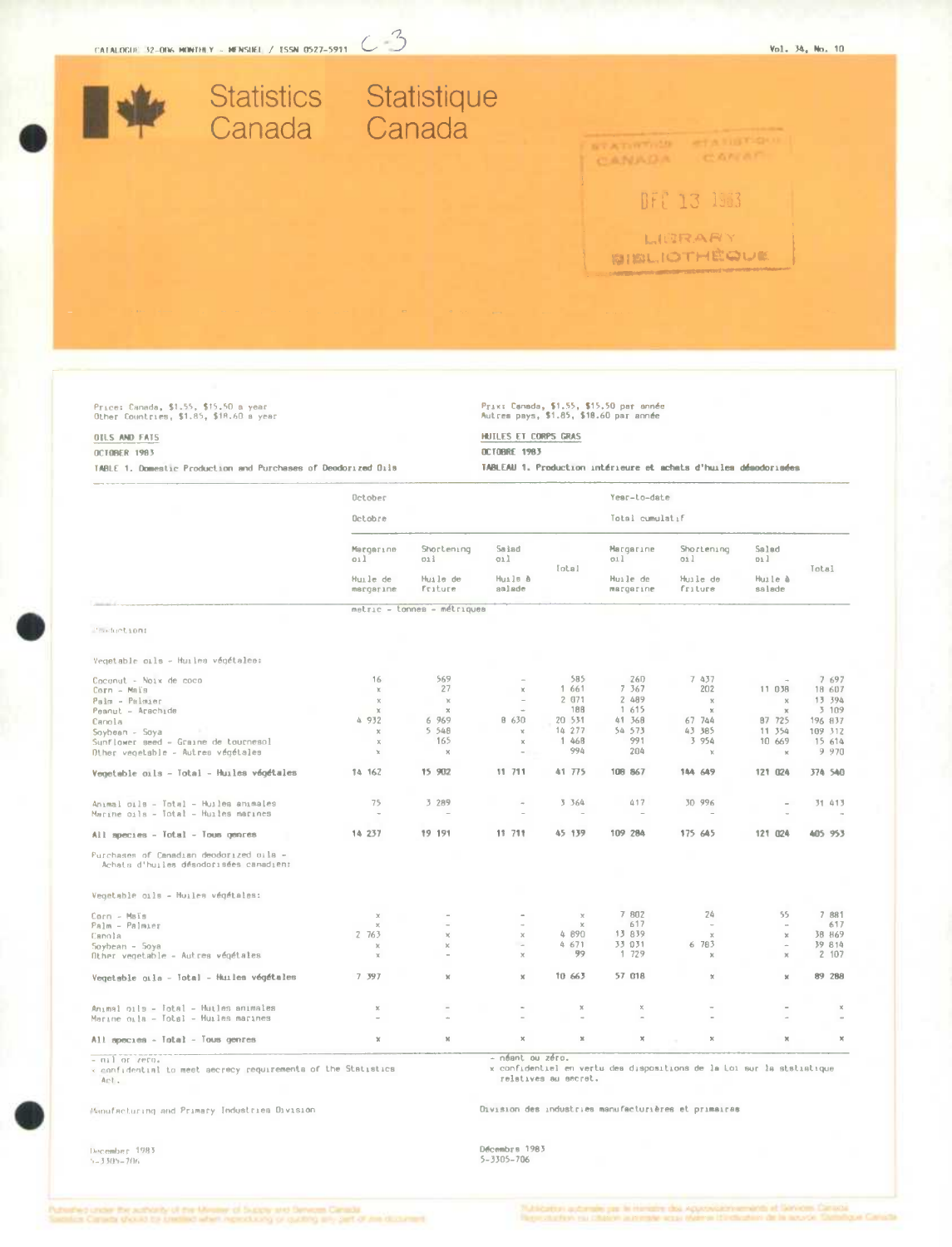CATALOGUE 32-006 MONTHLY – MENSUEL / ISSN 0527-5911

# Statistics Canada   Statistique Canada

Price: Canada, $1.55, $15.50 a year
Other Countries, $1.85, $18.60 a year

Prix: Canada, $1.55, $15.50 par année
Autres pays, $1.85, $18.60 par année

## OILS AND FATS

## HUILES ET CORPS GRAS

OCTOBER 1983

OCTOBRE 1983

TABLE 1. Domestic Production and Purchases of Deodorized Oils

TABLEAU 1. Production intérieure et achats d'huiles désodorisées

| | October / Octobre | | | | Year-to-date / Total cumulatif | | | |
|---|---|---|---|---|---|---|---|---|
| | Margarine oil / Huile de margarine | Shortening oil / Huile de friture | Salad oil / Huile à salade | Total | Margarine oil / Huile de margarine | Shortening oil / Huile de friture | Salad oil / Huile à salade | Total |
| | metric – tonnes – métriques | | | | | | | |
| Production: | | | | | | | | |
| Vegetable oils – Huiles végétales: | | | | | | | | |
| Coconut – Noix de coco | 16 | 569 | – | 585 | 260 | 7 437 | – | 7 697 |
| Corn – Maïs | x | 27 | x | 1 661 | 7 367 | 202 | 11 038 | 18 607 |
| Palm – Palmier | x | x | – | 2 071 | 2 489 | x | x | 13 394 |
| Peanut – Arachide | x | x | – | 188 | 1 615 | x | x | 3 109 |
| Canola | 4 932 | 6 969 | 8 630 | 20 531 | 41 368 | 67 744 | 87 725 | 196 837 |
| Soybean – Soya | x | 5 548 | x | 14 277 | 54 573 | 43 385 | 11 354 | 109 312 |
| Sunflower seed – Graine de tournesol | x | 165 | x | 1 468 | 991 | 3 954 | 10 669 | 15 614 |
| Other vegetable – Autres végétales | x | x | – | 994 | 204 | x | x | 9 970 |
| **Vegetable oils – Total – Huiles végétales** | **14 162** | **15 902** | **11 711** | **41 775** | **108 867** | **144 649** | **121 024** | **374 540** |
| Animal oils – Total – Huiles animales | 75 | 3 289 | – | 3 364 | 417 | 30 996 | – | 31 413 |
| Marine oils – Total – Huiles marines | – | – | – | – | – | – | – | – |
| **All species – Total – Tous genres** | **14 237** | **19 191** | **11 711** | **45 139** | **109 284** | **175 645** | **121 024** | **405 953** |
| Purchases of Canadian deodorized oils – Achats d'huiles désodorisées canadien: | | | | | | | | |
| Vegetable oils – Huiles végétales: | | | | | | | | |
| Corn – Maïs | x | – | – | x | 7 802 | 24 | 55 | 7 881 |
| Palm – Palmier | x | – | – | x | 617 | – | – | 617 |
| Canola | 2 763 | x | x | 4 890 | 13 839 | x | x | 38 869 |
| Soybean – Soya | x | x | – | 4 671 | 33 031 | 6 783 | – | 39 814 |
| Other vegetable – Autres végétales | x | – | x | 99 | 1 729 | x | x | 2 107 |
| **Vegetable oils – Total – Huiles végétales** | **7 397** | **x** | **x** | **10 663** | **57 018** | **x** | **x** | **89 288** |
| Animal oils – Total – Huiles animales | x | – | – | x | x | – | – | x |
| Marine oils – Total – Huiles marines | – | – | – | – | – | – | – | – |
| **All species – Total – Tous genres** | **x** | **x** | **x** | **x** | **x** | **x** | **x** | **x** |

– nil or zero.
x confidential to meet secrecy requirements of the Statistics Act.

– néant ou zéro.
x confidentiel en vertu des dispositions de la Loi sur la statistique relatives au secret.

Manufacturing and Primary Industries Division

Division des industries manufacturières et primaires

December 1983
5-3305-706

Décembre 1983
5-3305-706

Published under the authority of the Minister of Supply and Services Canada. Statistics Canada should be credited when reproducing or quoting any part of this document.

Publication autorisée par le ministre des Approvisionnements et Services Canada. Reproduction ou citation autorisée sous réserve d'indication de la source: Statistique Canada.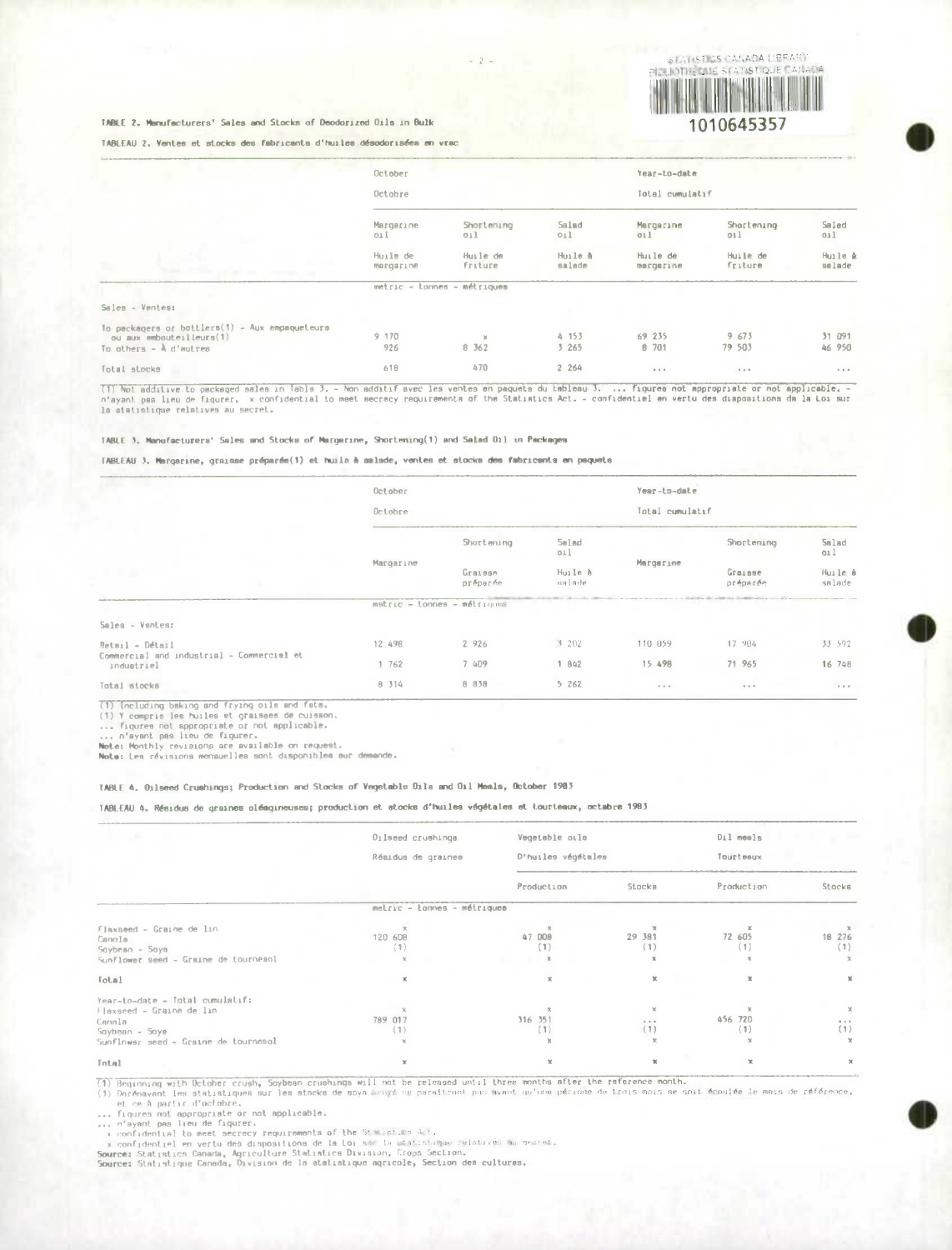STATISTICS CANADA LIBRARY
BIBLIOTHÈQUE STATISTIQUE CANADA

1010645357

**TABLE 2. Manufacturers' Sales and Stocks of Deodorized Oils in Bulk**

**TABLEAU 2. Ventes et stocks des fabricants d'huiles désodorisées en vrac**

| | October / Octobre | | | Year-to-date / Total cumulatif | | |
|---|---|---|---|---|---|---|
| | Margarine oil / Huile de margarine | Shortening oil / Huile de friture | Salad oil / Huile à salade | Margarine oil / Huile de margarine | Shortening oil / Huile de friture | Salad oil / Huile à salade |
| | metric - tonnes - métriques | | | | | |
| Sales - Ventes: | | | | | | |
| To packagers or bottlers(1) - Aux empaqueteurs ou aux embouteilleurs(1) | 9 170 | x | 4 153 | 69 235 | 9 673 | 31 091 |
| To others - À d'autres | 926 | 8 362 | 3 265 | 8 701 | 79 503 | 46 950 |
| Total stocks | 618 | 470 | 2 264 | ... | ... | ... |

(1) Not additive to packaged sales in Table 3. - Non additif avec les ventes en paquets du tableau 3. ... figures not appropriate or not applicable. - n'ayant pas lieu de figurer. x confidential to meet secrecy requirements of the Statistics Act. - confidentiel en vertu des dispositions de la Loi sur la statistique relatives au secret.

**TABLE 3. Manufacturers' Sales and Stocks of Margarine, Shortening(1) and Salad Oil in Packages**

**TABLEAU 3. Margarine, graisse préparée(1) et huile à salade, ventes et stocks des fabricants en paquets**

| | October / Octobre | | | Year-to-date / Total cumulatif | | |
|---|---|---|---|---|---|---|
| | Margarine | Shortening / Graisse préparée | Salad oil / Huile à salade | Margarine | Shortening / Graisse préparée | Salad oil / Huile à salade |
| | metric - tonnes - métriques | | | | | |
| Sales - Ventes: | | | | | | |
| Retail - Détail | 12 498 | 2 926 | 3 202 | 110 059 | 17 904 | 33 592 |
| Commercial and industrial - Commercial et industriel | 1 762 | 7 409 | 1 842 | 15 498 | 71 965 | 16 748 |
| Total stocks | 8 314 | 8 838 | 5 262 | ... | ... | ... |

(1) Including baking and frying oils and fats.
(1) Y compris les huiles et graisses de cuisson.
... figures not appropriate or not applicable.
... n'ayant pas lieu de figurer.
**Note:** Monthly revisions are available on request.
**Nota:** Les révisions mensuelles sont disponibles sur demande.

**TABLE 4. Oilseed Crushings; Production and Stocks of Vegetable Oils and Oil Meals, October 1983**

**TABLEAU 4. Résidus de graines oléagineuses; production et stocks d'huiles végétales et tourteaux, octobre 1983**

| | Oilseed crushings / Résidus de graines | Vegetable oils / D'huiles végétales | | Oil meals / Tourteaux | |
|---|---|---|---|---|---|
| | | Production | Stocks | Production | Stocks |
| | metric - tonnes - métriques | | | | |
| Flaxseed - Graine de lin | x | x | x | x | x |
| Canola | 120 608 | 47 008 | 29 381 | 72 605 | 18 276 |
| Soybean - Soya | (1) | (1) | (1) | (1) | (1) |
| Sunflower seed - Graine de tournesol | x | x | x | x | x |
| Total | x | x | x | x | x |
| Year-to-date - Total cumulatif: | | | | | |
| Flaxseed - Graine de lin | x | x | x | x | x |
| Canola | 789 017 | 316 351 | ... | 456 720 | ... |
| Soybean - Soya | (1) | (1) | (1) | (1) | (1) |
| Sunflower seed - Graine de tournesol | x | x | x | x | x |
| Total | x | x | x | x | x |

(1) Beginning with October crush, Soybean crushings will not be released until three months after the reference month.
(1) Dorénavant les statistiques sur les stocks de soya broyé ne paraîtront pas avant qu'une période de trois mois ne soit écoulée le mois de référence, et ce à partir d'octobre.
... figures not appropriate or not applicable.
... n'ayant pas lieu de figurer.
x confidential to meet secrecy requirements of the Statistics Act.
x confidentiel en vertu des dispositions de la Loi sur la statistique relatives au secret.
**Source:** Statistics Canada, Agriculture Statistics Division, Crops Section.
**Source:** Statistique Canada, Division de la statistique agricole, Section des cultures.